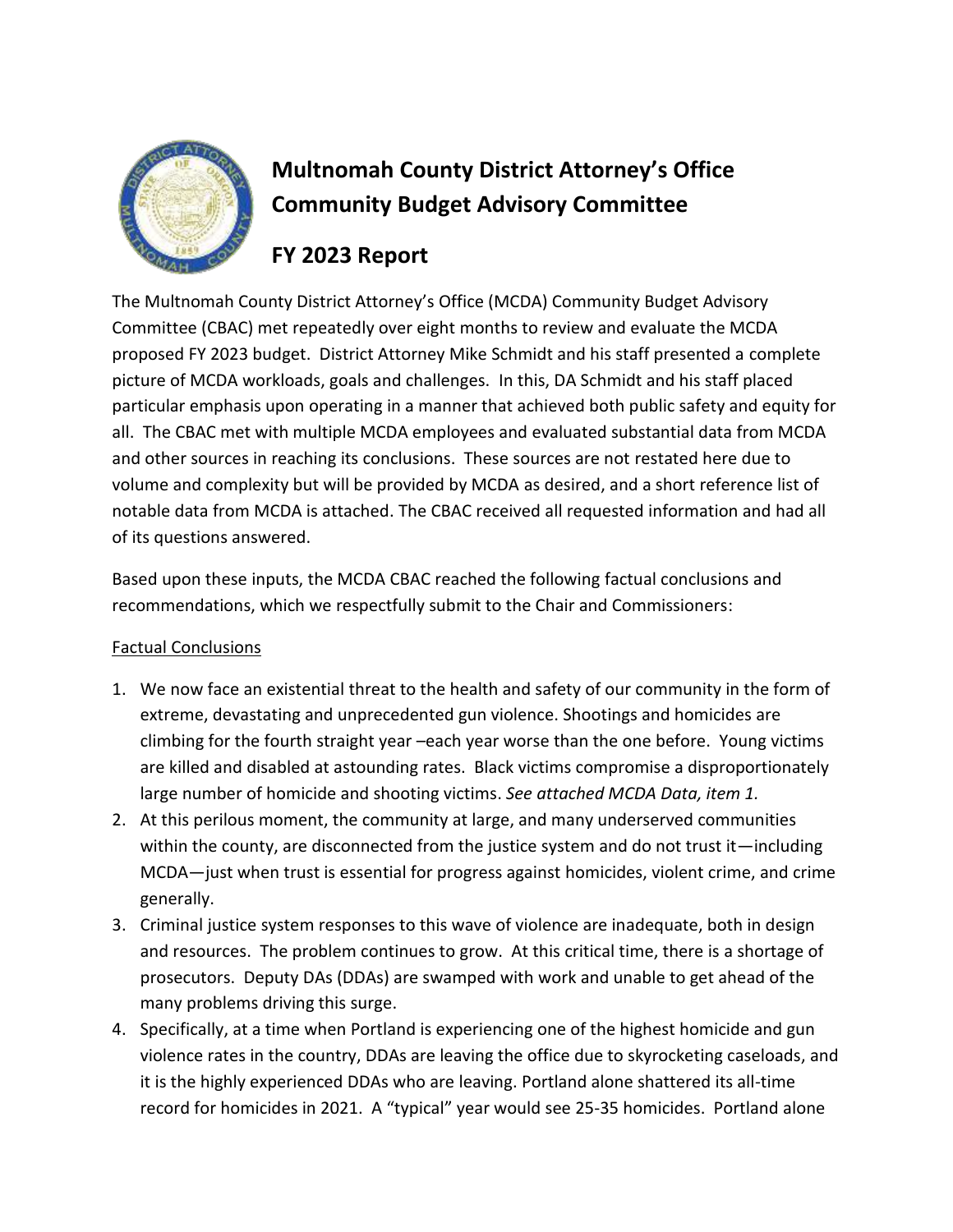# Multnomah County District Attorney's Office Community Budget Advisory Committee

## FY 2023 Report

The Multnomah County District Attorney's Office (MCDA) Community Budget Advisory Committee (CBAC) met repeatedly over eight months to review and evaluate the MCDA proposed FY 2023 budget. District Attorney Mike Schmidt and his staff presented a complete picture of MCDA workloads, goals and challenges. In this, DA Schmidt and his staff placed particular emphasis upon operating in a manner that achieved both public safety and equity for all. The CBAC met with multiple MCDA employees and evaluated substantial data from MCDA and other sources in reaching its conclusions. These sources are not restated here due to volume and complexity but will be provided by MCDA as desired, and a short reference list of notable data from MCDA is attached. The CBAC received all requested information and had all of its questions answered.

Based upon these inputs, the MCDA CBAC reached the following factual conclusions and recommendations, which we respectfully submit to the Chair and Commissioners:

<u>Factual Conclusions</u>

1. We now face an existential threat to the health and safety of our community in the form of extreme, devastating and unprecedented gun violence. Shootings and homicides are climbing for the fourth straight year –each year worse than the one before. Young victims are killed and disabled at astounding rates. Black victims compromise a disproportionately large number of homicide and shooting victims. *See attached MCDA Data, item 1.*
2. At this perilous moment, the community at large, and many underserved communities within the county, are disconnected from the justice system and do not trust it—including MCDA—just when trust is essential for progress against homicides, violent crime, and crime generally.
3. Criminal justice system responses to this wave of violence are inadequate, both in design and resources. The problem continues to grow. At this critical time, there is a shortage of prosecutors. Deputy DAs (DDAs) are swamped with work and unable to get ahead of the many problems driving this surge.
4. Specifically, at a time when Portland is experiencing one of the highest homicide and gun violence rates in the country, DDAs are leaving the office due to skyrocketing caseloads, and it is the highly experienced DDAs who are leaving. Portland alone shattered its all-time record for homicides in 2021. A "typical" year would see 25-35 homicides. Portland alone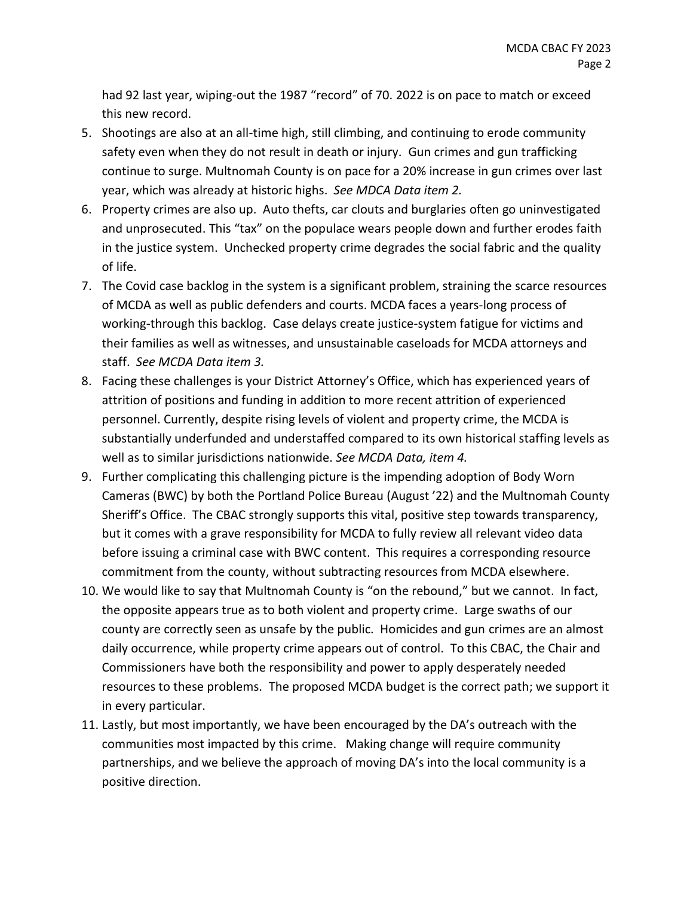had 92 last year, wiping-out the 1987 "record" of 70. 2022 is on pace to match or exceed this new record.

5. Shootings are also at an all-time high, still climbing, and continuing to erode community safety even when they do not result in death or injury. Gun crimes and gun trafficking continue to surge. Multnomah County is on pace for a 20% increase in gun crimes over last year, which was already at historic highs. *See MDCA Data item 2.*
6. Property crimes are also up. Auto thefts, car clouts and burglaries often go uninvestigated and unprosecuted. This "tax" on the populace wears people down and further erodes faith in the justice system. Unchecked property crime degrades the social fabric and the quality of life.
7. The Covid case backlog in the system is a significant problem, straining the scarce resources of MCDA as well as public defenders and courts. MCDA faces a years-long process of working-through this backlog. Case delays create justice-system fatigue for victims and their families as well as witnesses, and unsustainable caseloads for MCDA attorneys and staff. *See MCDA Data item 3.*
8. Facing these challenges is your District Attorney's Office, which has experienced years of attrition of positions and funding in addition to more recent attrition of experienced personnel. Currently, despite rising levels of violent and property crime, the MCDA is substantially underfunded and understaffed compared to its own historical staffing levels as well as to similar jurisdictions nationwide. *See MCDA Data, item 4.*
9. Further complicating this challenging picture is the impending adoption of Body Worn Cameras (BWC) by both the Portland Police Bureau (August '22) and the Multnomah County Sheriff's Office. The CBAC strongly supports this vital, positive step towards transparency, but it comes with a grave responsibility for MCDA to fully review all relevant video data before issuing a criminal case with BWC content. This requires a corresponding resource commitment from the county, without subtracting resources from MCDA elsewhere.
10. We would like to say that Multnomah County is "on the rebound," but we cannot. In fact, the opposite appears true as to both violent and property crime. Large swaths of our county are correctly seen as unsafe by the public. Homicides and gun crimes are an almost daily occurrence, while property crime appears out of control. To this CBAC, the Chair and Commissioners have both the responsibility and power to apply desperately needed resources to these problems. The proposed MCDA budget is the correct path; we support it in every particular.
11. Lastly, but most importantly, we have been encouraged by the DA's outreach with the communities most impacted by this crime. Making change will require community partnerships, and we believe the approach of moving DA's into the local community is a positive direction.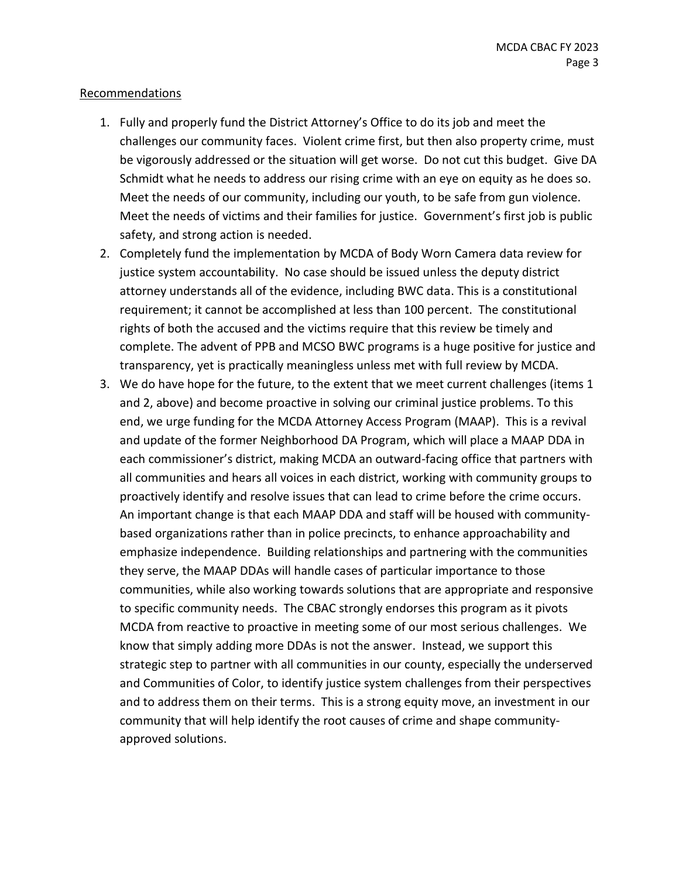Recommendations

1. Fully and properly fund the District Attorney's Office to do its job and meet the challenges our community faces. Violent crime first, but then also property crime, must be vigorously addressed or the situation will get worse. Do not cut this budget. Give DA Schmidt what he needs to address our rising crime with an eye on equity as he does so. Meet the needs of our community, including our youth, to be safe from gun violence. Meet the needs of victims and their families for justice. Government's first job is public safety, and strong action is needed.
2. Completely fund the implementation by MCDA of Body Worn Camera data review for justice system accountability. No case should be issued unless the deputy district attorney understands all of the evidence, including BWC data. This is a constitutional requirement; it cannot be accomplished at less than 100 percent. The constitutional rights of both the accused and the victims require that this review be timely and complete. The advent of PPB and MCSO BWC programs is a huge positive for justice and transparency, yet is practically meaningless unless met with full review by MCDA.
3. We do have hope for the future, to the extent that we meet current challenges (items 1 and 2, above) and become proactive in solving our criminal justice problems. To this end, we urge funding for the MCDA Attorney Access Program (MAAP). This is a revival and update of the former Neighborhood DA Program, which will place a MAAP DDA in each commissioner's district, making MCDA an outward-facing office that partners with all communities and hears all voices in each district, working with community groups to proactively identify and resolve issues that can lead to crime before the crime occurs. An important change is that each MAAP DDA and staff will be housed with community-based organizations rather than in police precincts, to enhance approachability and emphasize independence. Building relationships and partnering with the communities they serve, the MAAP DDAs will handle cases of particular importance to those communities, while also working towards solutions that are appropriate and responsive to specific community needs. The CBAC strongly endorses this program as it pivots MCDA from reactive to proactive in meeting some of our most serious challenges. We know that simply adding more DDAs is not the answer. Instead, we support this strategic step to partner with all communities in our county, especially the underserved and Communities of Color, to identify justice system challenges from their perspectives and to address them on their terms. This is a strong equity move, an investment in our community that will help identify the root causes of crime and shape community-approved solutions.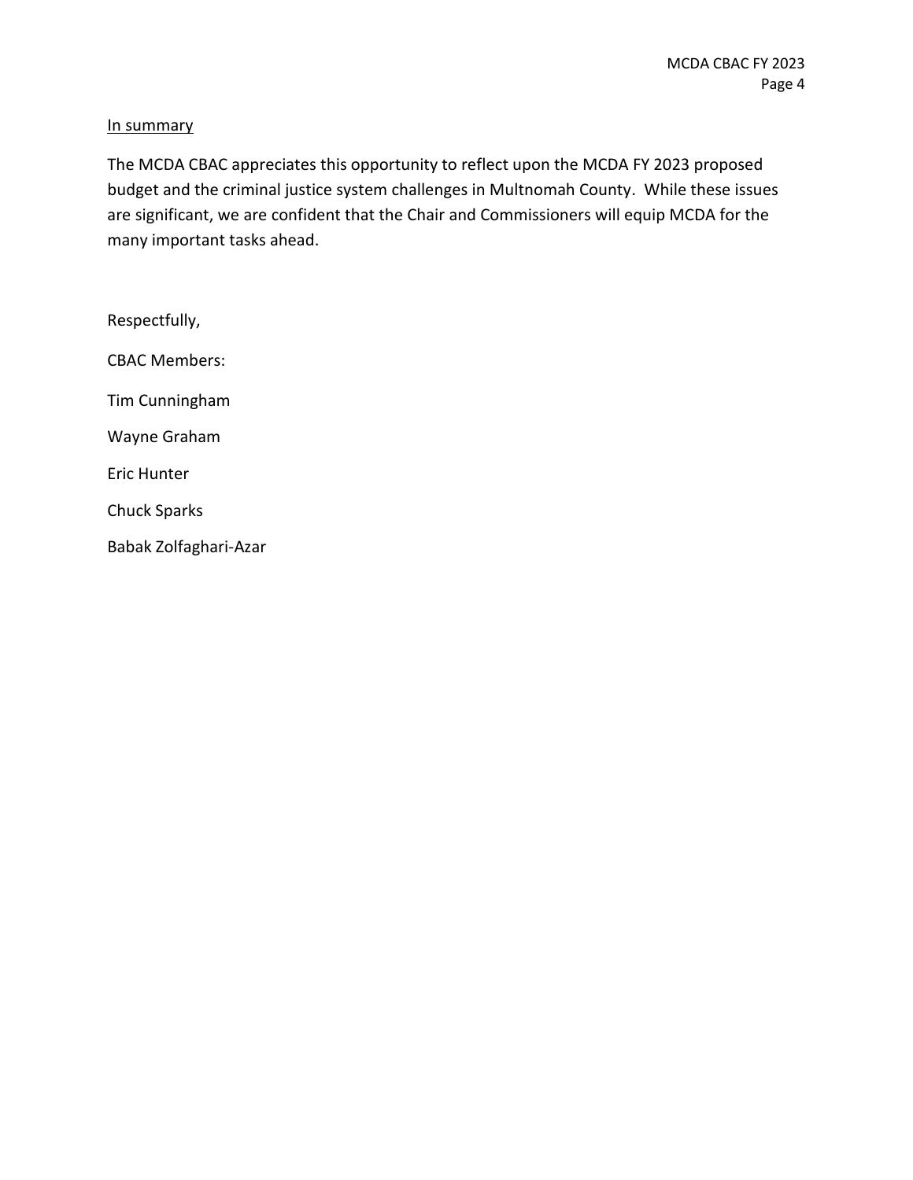In summary

The MCDA CBAC appreciates this opportunity to reflect upon the MCDA FY 2023 proposed budget and the criminal justice system challenges in Multnomah County. While these issues are significant, we are confident that the Chair and Commissioners will equip MCDA for the many important tasks ahead.

Respectfully,

CBAC Members:

Tim Cunningham

Wayne Graham

Eric Hunter

Chuck Sparks

Babak Zolfaghari-Azar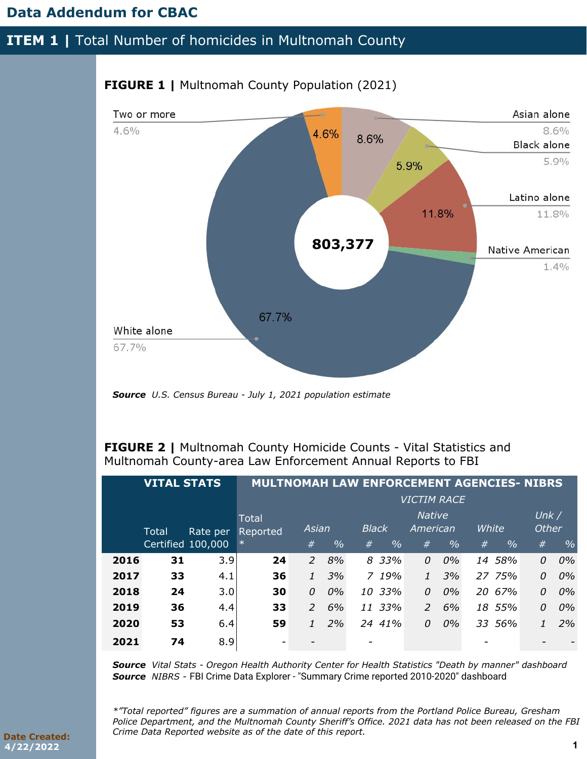# Data Addendum for CBAC

## ITEM 1 | Total Number of homicides in Multnomah County

**FIGURE 1 |** Multnomah County Population (2021)

803,377

| Race | % |
|---|---|
| Two or more | 4.6% |
| Asian alone | 8.6% |
| Black alone | 5.9% |
| Latino alone | 11.8% |
| Native American | 1.4% |
| White alone | 67.7% |

***Source*** *U.S. Census Bureau - July 1, 2021 population estimate*

**FIGURE 2 |** Multnomah County Homicide Counts - Vital Statistics and Multnomah County-area Law Enforcement Annual Reports to FBI

| | VITAL STATS | | MULTNOMAH LAW ENFORCEMENT AGENCIES- NIBRS | | | | | | | | | | | |
|---|---|---|---|---|---|---|---|---|---|---|---|---|---|---|
| | | | | VICTIM RACE | | | | | | | | | | |
| | Total Certified | Rate per 100,000 | Total Reported * | Asian # | Asian % | Black # | Black % | Native American # | Native American % | White # | White % | Unk / Other # | Unk / Other % |
| **2016** | **31** | 3.9 | **24** | 2 | 8% | 8 | 33% | 0 | 0% | 14 | 58% | 0 | 0% |
| **2017** | **33** | 4.1 | **36** | 1 | 3% | 7 | 19% | 1 | 3% | 27 | 75% | 0 | 0% |
| **2018** | **24** | 3.0 | **30** | 0 | 0% | 10 | 33% | 0 | 0% | 20 | 67% | 0 | 0% |
| **2019** | **36** | 4.4 | **33** | 2 | 6% | 11 | 33% | 2 | 6% | 18 | 55% | 0 | 0% |
| **2020** | **53** | 6.4 | **59** | 1 | 2% | 24 | 41% | 0 | 0% | 33 | 56% | 1 | 2% |
| **2021** | **74** | 8.9 | - | - | | - | | | | - | | - | - |

***Source*** *Vital Stats - Oregon Health Authority Center for Health Statistics "Death by manner" dashboard*
***Source*** *NIBRS* - FBI Crime Data Explorer - "Summary Crime reported 2010-2020" dashboard

*\*"Total reported" figures are a summation of annual reports from the Portland Police Bureau, Gresham Police Department, and the Multnomah County Sheriff's Office. 2021 data has not been released on the FBI Crime Data Reported website as of the date of this report.*

**Date Created:** 4/22/2022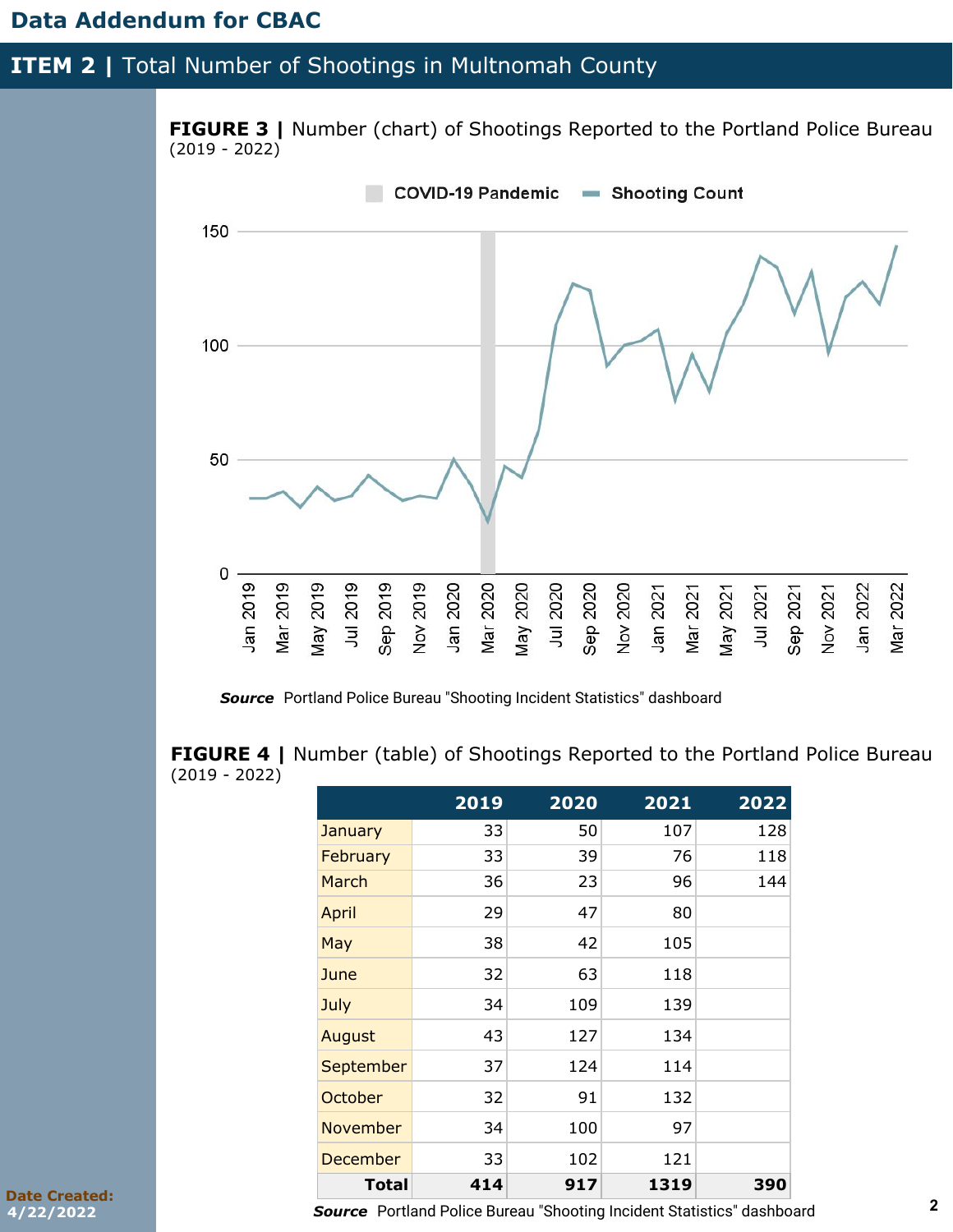# Data Addendum for CBAC

## ITEM 2 | Total Number of Shootings in Multnomah County

**FIGURE 3 |** Number (chart) of Shootings Reported to the Portland Police Bureau (2019 - 2022)

***Source*** Portland Police Bureau "Shooting Incident Statistics" dashboard

**FIGURE 4 |** Number (table) of Shootings Reported to the Portland Police Bureau (2019 - 2022)

| | 2019 | 2020 | 2021 | 2022 |
|---|---|---|---|---|
| January | 33 | 50 | 107 | 128 |
| February | 33 | 39 | 76 | 118 |
| March | 36 | 23 | 96 | 144 |
| April | 29 | 47 | 80 | |
| May | 38 | 42 | 105 | |
| June | 32 | 63 | 118 | |
| July | 34 | 109 | 139 | |
| August | 43 | 127 | 134 | |
| September | 37 | 124 | 114 | |
| October | 32 | 91 | 132 | |
| November | 34 | 100 | 97 | |
| December | 33 | 102 | 121 | |
| **Total** | **414** | **917** | **1319** | **390** |

***Source*** Portland Police Bureau "Shooting Incident Statistics" dashboard

**Date Created:** 4/22/2022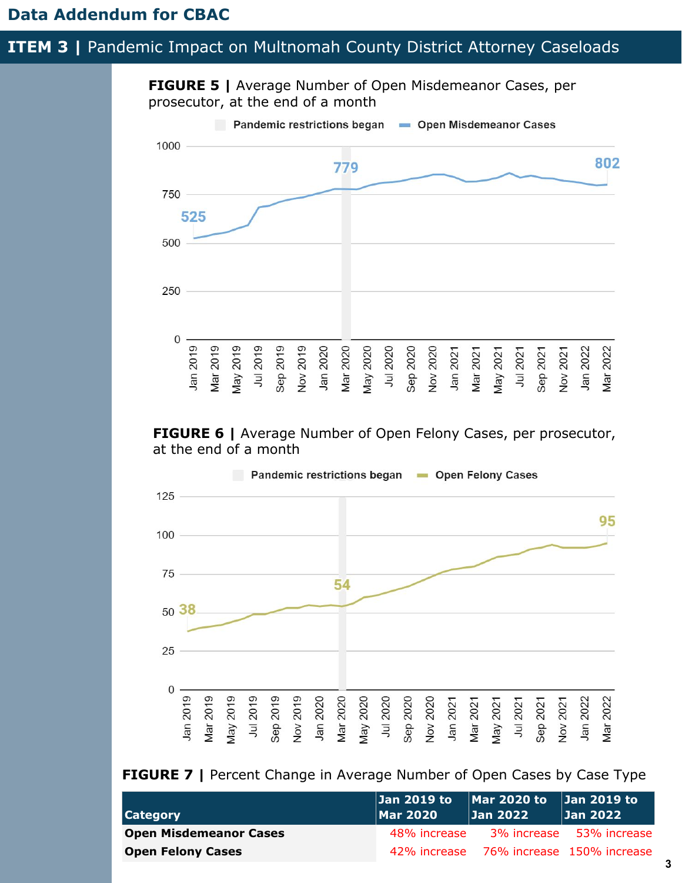# Data Addendum for CBAC

## ITEM 3 | Pandemic Impact on Multnomah County District Attorney Caseloads

**FIGURE 5 |** Average Number of Open Misdemeanor Cases, per prosecutor, at the end of a month

**FIGURE 6 |** Average Number of Open Felony Cases, per prosecutor, at the end of a month

**FIGURE 7 |** Percent Change in Average Number of Open Cases by Case Type

| Category | Jan 2019 to Mar 2020 | Mar 2020 to Jan 2022 | Jan 2019 to Jan 2022 |
|---|---|---|---|
| **Open Misdemeanor Cases** | 48% increase | 3% increase | 53% increase |
| **Open Felony Cases** | 42% increase | 76% increase | 150% increase |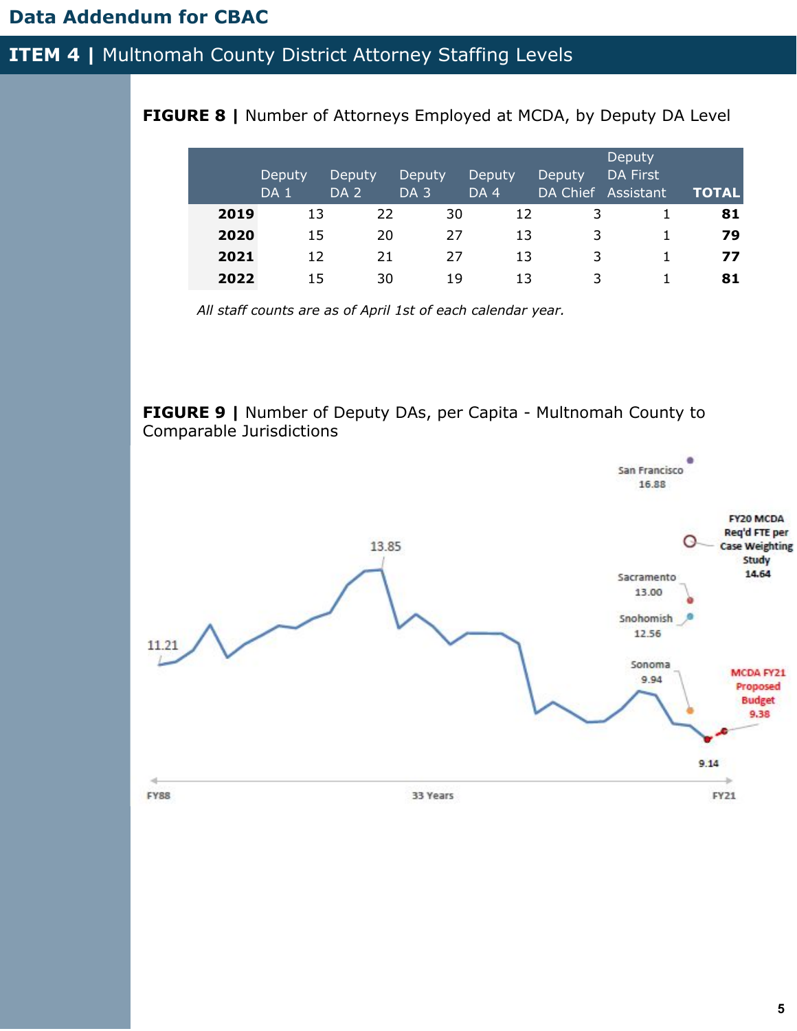# Data Addendum for CBAC

## ITEM 4 | Multnomah County District Attorney Staffing Levels

**FIGURE 8 |** Number of Attorneys Employed at MCDA, by Deputy DA Level

| | Deputy DA 1 | Deputy DA 2 | Deputy DA 3 | Deputy DA 4 | Deputy DA Chief | Deputy DA First Assistant | **TOTAL** |
|---|---|---|---|---|---|---|---|
| **2019** | 13 | 22 | 30 | 12 | 3 | 1 | **81** |
| **2020** | 15 | 20 | 27 | 13 | 3 | 1 | **79** |
| **2021** | 12 | 21 | 27 | 13 | 3 | 1 | **77** |
| **2022** | 15 | 30 | 19 | 13 | 3 | 1 | **81** |

*All staff counts are as of April 1st of each calendar year.*

**FIGURE 9 |** Number of Deputy DAs, per Capita - Multnomah County to Comparable Jurisdictions

San Francisco 16.88

FY20 MCDA Req'd FTE per Case Weighting Study 14.64

13.85

Sacramento 13.00

Snohomish 12.56

11.21

Sonoma 9.94

MCDA FY21 Proposed Budget 9.38

9.14

FY88

33 Years

FY21